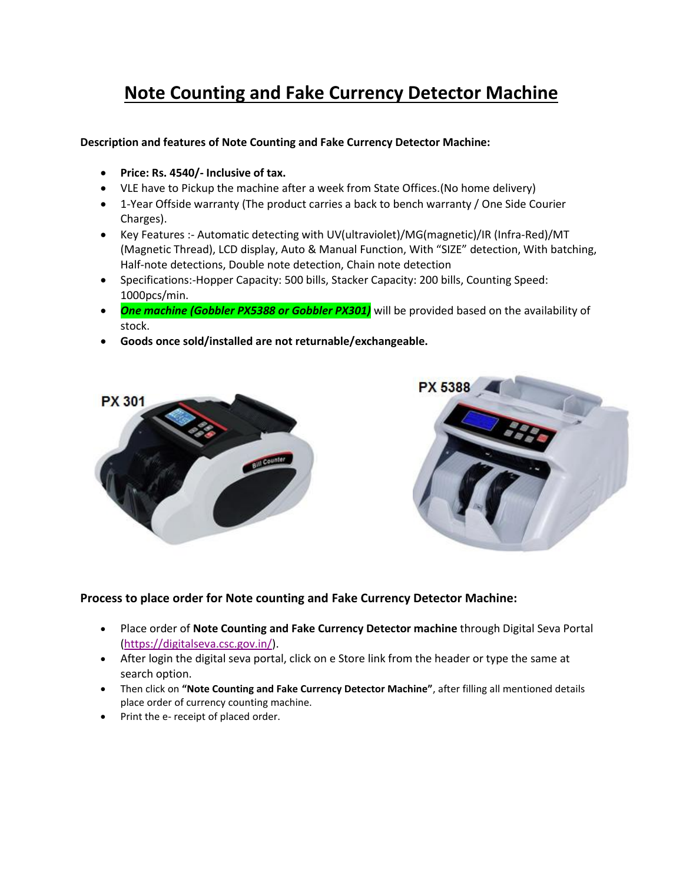# Note Counting and Fake Currency Detector Machine

**Description and features of Note Counting and Fake Currency Detector Machine:**

- **Price: Rs. 4540/- Inclusive of tax.**
- VLE have to Pickup the machine after a week from State Offices.(No home delivery)
- 1-Year Offside warranty (The product carries a back to bench warranty / One Side Courier Charges).
- Key Features :- Automatic detecting with UV(ultraviolet)/MG(magnetic)/IR (Infra-Red)/MT (Magnetic Thread), LCD display, Auto & Manual Function, With "SIZE" detection, With batching, Half-note detections, Double note detection, Chain note detection
- Specifications:-Hopper Capacity: 500 bills, Stacker Capacity: 200 bills, Counting Speed: 1000pcs/min.
- ***One machine (Gobbler PX5388 or Gobbler PX301)*** will be provided based on the availability of stock.
- **Goods once sold/installed are not returnable/exchangeable.**

PX 301

PX 5388

**Process to place order for Note counting and Fake Currency Detector Machine:**

- Place order of **Note Counting and Fake Currency Detector machine** through Digital Seva Portal (https://digitalseva.csc.gov.in/).
- After login the digital seva portal, click on e Store link from the header or type the same at search option.
- Then click on **"Note Counting and Fake Currency Detector Machine"**, after filling all mentioned details place order of currency counting machine.
- Print the e- receipt of placed order.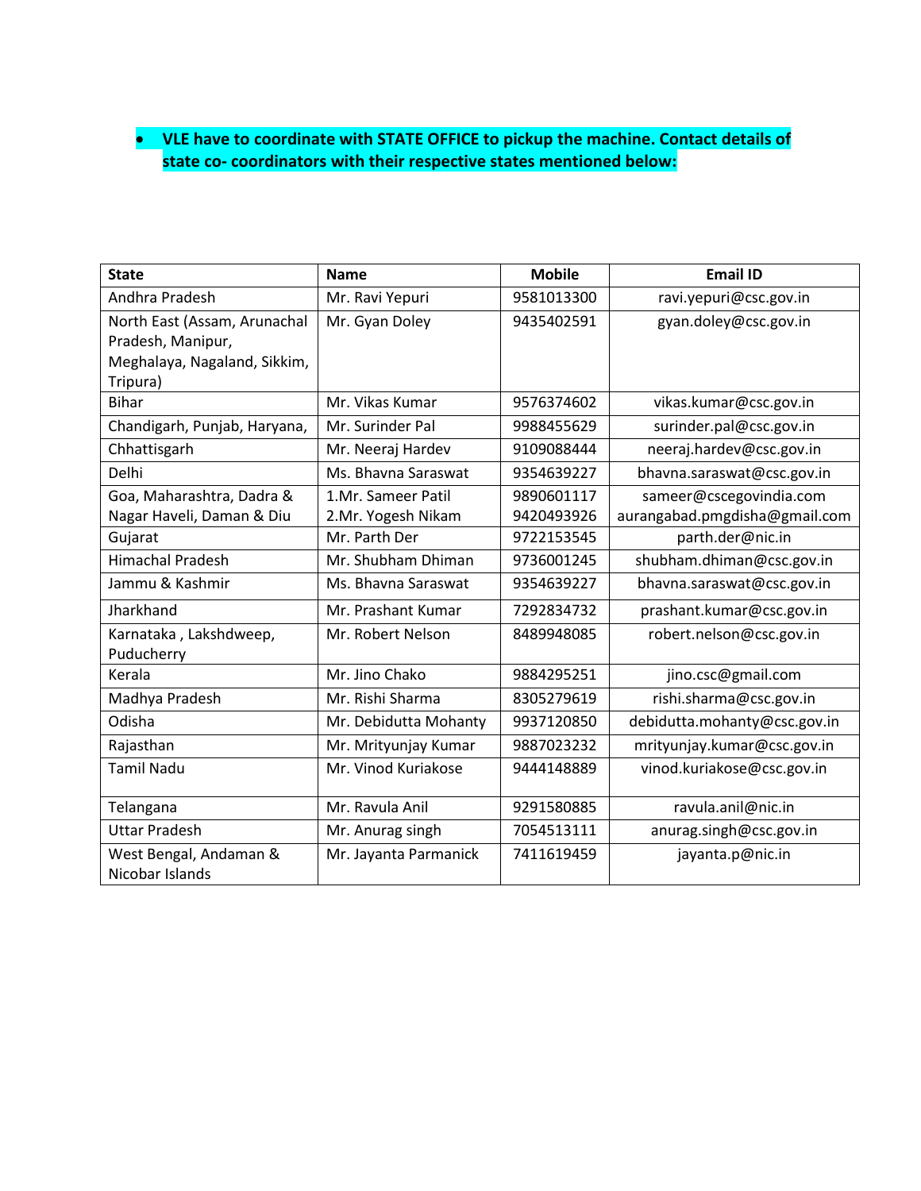- **VLE have to coordinate with STATE OFFICE to pickup the machine. Contact details of state co- coordinators with their respective states mentioned below:**

| State | Name | Mobile | Email ID |
|---|---|---|---|
| Andhra Pradesh | Mr. Ravi Yepuri | 9581013300 | ravi.yepuri@csc.gov.in |
| North East (Assam, Arunachal Pradesh, Manipur, Meghalaya, Nagaland, Sikkim, Tripura) | Mr. Gyan Doley | 9435402591 | gyan.doley@csc.gov.in |
| Bihar | Mr. Vikas Kumar | 9576374602 | vikas.kumar@csc.gov.in |
| Chandigarh, Punjab, Haryana, | Mr. Surinder Pal | 9988455629 | surinder.pal@csc.gov.in |
| Chhattisgarh | Mr. Neeraj Hardev | 9109088444 | neeraj.hardev@csc.gov.in |
| Delhi | Ms. Bhavna Saraswat | 9354639227 | bhavna.saraswat@csc.gov.in |
| Goa, Maharashtra, Dadra & Nagar Haveli, Daman & Diu | 1.Mr. Sameer Patil<br>2.Mr. Yogesh Nikam | 9890601117<br>9420493926 | sameer@cscegovindia.com<br>aurangabad.pmgdisha@gmail.com |
| Gujarat | Mr. Parth Der | 9722153545 | parth.der@nic.in |
| Himachal Pradesh | Mr. Shubham Dhiman | 9736001245 | shubham.dhiman@csc.gov.in |
| Jammu & Kashmir | Ms. Bhavna Saraswat | 9354639227 | bhavna.saraswat@csc.gov.in |
| Jharkhand | Mr. Prashant Kumar | 7292834732 | prashant.kumar@csc.gov.in |
| Karnataka , Lakshdweep, Puducherry | Mr. Robert Nelson | 8489948085 | robert.nelson@csc.gov.in |
| Kerala | Mr. Jino Chako | 9884295251 | jino.csc@gmail.com |
| Madhya Pradesh | Mr. Rishi Sharma | 8305279619 | rishi.sharma@csc.gov.in |
| Odisha | Mr. Debidutta Mohanty | 9937120850 | debidutta.mohanty@csc.gov.in |
| Rajasthan | Mr. Mrityunjay Kumar | 9887023232 | mrityunjay.kumar@csc.gov.in |
| Tamil Nadu | Mr. Vinod Kuriakose | 9444148889 | vinod.kuriakose@csc.gov.in |
| Telangana | Mr. Ravula Anil | 9291580885 | ravula.anil@nic.in |
| Uttar Pradesh | Mr. Anurag singh | 7054513111 | anurag.singh@csc.gov.in |
| West Bengal, Andaman & Nicobar Islands | Mr. Jayanta Parmanick | 7411619459 | jayanta.p@nic.in |